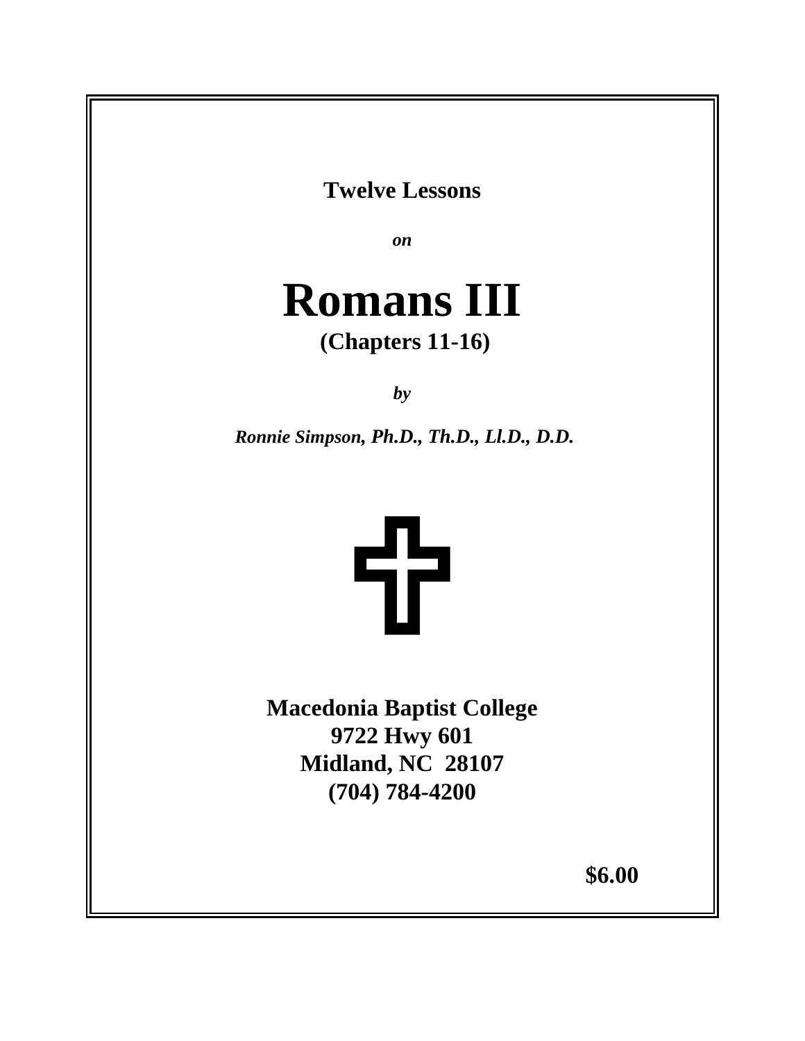**Twelve Lessons**

***on***

# Romans III

**(Chapters 11-16)**

***by***

***Ronnie Simpson, Ph.D., Th.D., Ll.D., D.D.***

**Macedonia Baptist College**
**9722 Hwy 601**
**Midland, NC 28107**
**(704) 784-4200**

**$6.00**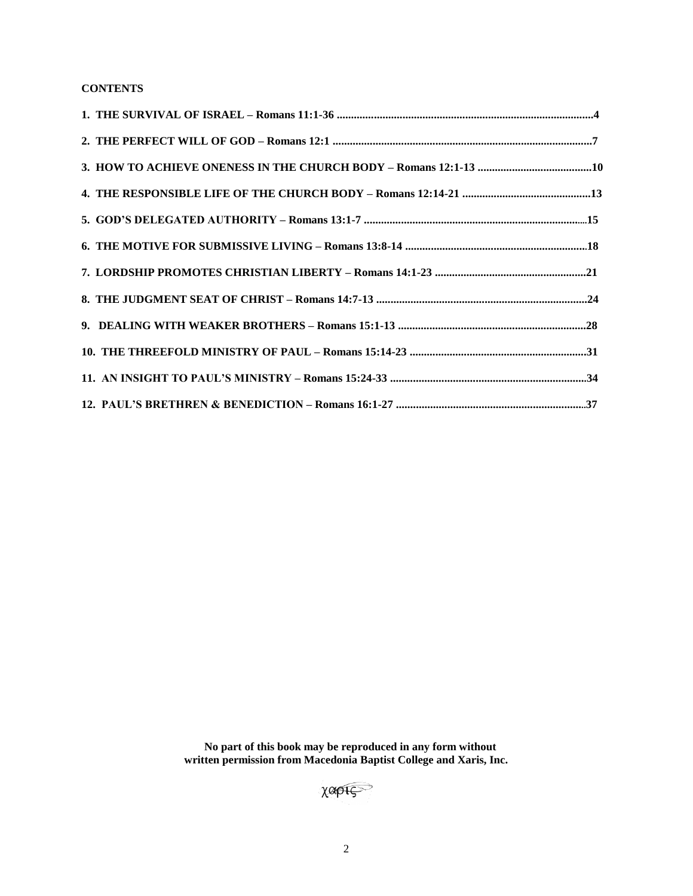**CONTENTS**

**1. THE SURVIVAL OF ISRAEL – Romans 11:1-36 ..........................................................................................4**

**2. THE PERFECT WILL OF GOD – Romans 12:1 ..........................................................................................7**

**3. HOW TO ACHIEVE ONENESS IN THE CHURCH BODY – Romans 12:1-13 ........................................10**

**4. THE RESPONSIBLE LIFE OF THE CHURCH BODY – Romans 12:14-21 .............................................13**

**5. GOD'S DELEGATED AUTHORITY – Romans 13:1-7 ..............................................................................15**

**6. THE MOTIVE FOR SUBMISSIVE LIVING – Romans 13:8-14 ................................................................18**

**7. LORDSHIP PROMOTES CHRISTIAN LIBERTY – Romans 14:1-23 .....................................................21**

**8. THE JUDGMENT SEAT OF CHRIST – Romans 14:7-13 ..........................................................................24**

**9. DEALING WITH WEAKER BROTHERS – Romans 15:1-13 .................................................................28**

**10. THE THREEFOLD MINISTRY OF PAUL – Romans 15:14-23 .............................................................31**

**11. AN INSIGHT TO PAUL'S MINISTRY – Romans 15:24-33 ....................................................................34**

**12. PAUL'S BRETHREN & BENEDICTION – Romans 16:1-27 ..................................................................37**

**No part of this book may be reproduced in any form without written permission from Macedonia Baptist College and Xaris, Inc.**

χαρις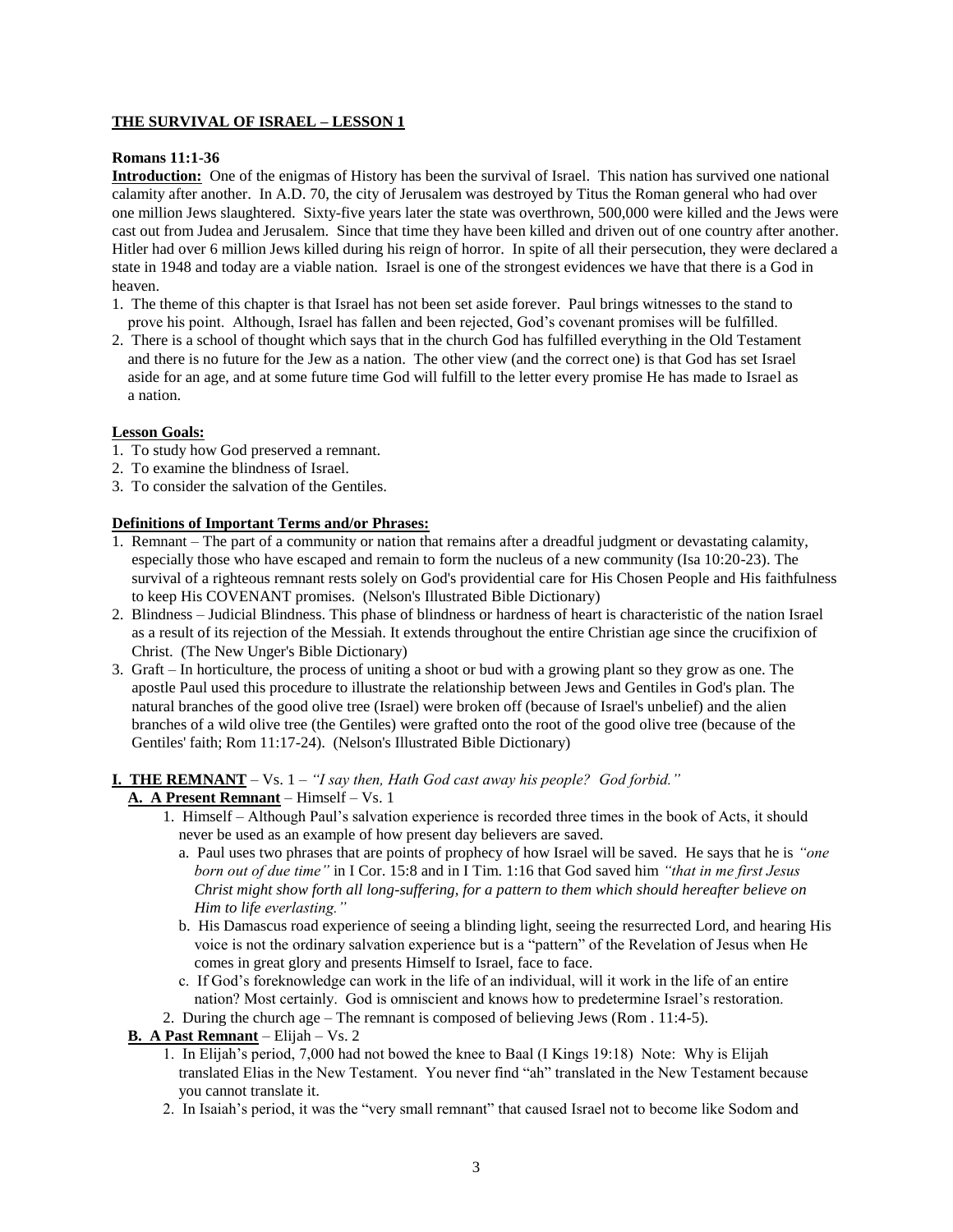**THE SURVIVAL OF ISRAEL – LESSON 1**

**Romans 11:1-36**

**Introduction:** One of the enigmas of History has been the survival of Israel. This nation has survived one national calamity after another. In A.D. 70, the city of Jerusalem was destroyed by Titus the Roman general who had over one million Jews slaughtered. Sixty-five years later the state was overthrown, 500,000 were killed and the Jews were cast out from Judea and Jerusalem. Since that time they have been killed and driven out of one country after another. Hitler had over 6 million Jews killed during his reign of horror. In spite of all their persecution, they were declared a state in 1948 and today are a viable nation. Israel is one of the strongest evidences we have that there is a God in heaven.

1. The theme of this chapter is that Israel has not been set aside forever. Paul brings witnesses to the stand to prove his point. Although, Israel has fallen and been rejected, God's covenant promises will be fulfilled.
2. There is a school of thought which says that in the church God has fulfilled everything in the Old Testament and there is no future for the Jew as a nation. The other view (and the correct one) is that God has set Israel aside for an age, and at some future time God will fulfill to the letter every promise He has made to Israel as a nation.

**Lesson Goals:**

1. To study how God preserved a remnant.
2. To examine the blindness of Israel.
3. To consider the salvation of the Gentiles.

**Definitions of Important Terms and/or Phrases:**

1. Remnant – The part of a community or nation that remains after a dreadful judgment or devastating calamity, especially those who have escaped and remain to form the nucleus of a new community (Isa 10:20-23). The survival of a righteous remnant rests solely on God's providential care for His Chosen People and His faithfulness to keep His COVENANT promises. (Nelson's Illustrated Bible Dictionary)
2. Blindness – Judicial Blindness. This phase of blindness or hardness of heart is characteristic of the nation Israel as a result of its rejection of the Messiah. It extends throughout the entire Christian age since the crucifixion of Christ. (The New Unger's Bible Dictionary)
3. Graft – In horticulture, the process of uniting a shoot or bud with a growing plant so they grow as one. The apostle Paul used this procedure to illustrate the relationship between Jews and Gentiles in God's plan. The natural branches of the good olive tree (Israel) were broken off (because of Israel's unbelief) and the alien branches of a wild olive tree (the Gentiles) were grafted onto the root of the good olive tree (because of the Gentiles' faith; Rom 11:17-24). (Nelson's Illustrated Bible Dictionary)

**I. THE REMNANT** – Vs. 1 – *"I say then, Hath God cast away his people? God forbid."*

**A. A Present Remnant** – Himself – Vs. 1

1. Himself – Although Paul's salvation experience is recorded three times in the book of Acts, it should never be used as an example of how present day believers are saved.
   a. Paul uses two phrases that are points of prophecy of how Israel will be saved. He says that he is *"one born out of due time"* in I Cor. 15:8 and in I Tim. 1:16 that God saved him *"that in me first Jesus Christ might show forth all long-suffering, for a pattern to them which should hereafter believe on Him to life everlasting."*
   b. His Damascus road experience of seeing a blinding light, seeing the resurrected Lord, and hearing His voice is not the ordinary salvation experience but is a "pattern" of the Revelation of Jesus when He comes in great glory and presents Himself to Israel, face to face.
   c. If God's foreknowledge can work in the life of an individual, will it work in the life of an entire nation? Most certainly. God is omniscient and knows how to predetermine Israel's restoration.
2. During the church age – The remnant is composed of believing Jews (Rom . 11:4-5).

**B. A Past Remnant** – Elijah – Vs. 2

1. In Elijah's period, 7,000 had not bowed the knee to Baal (I Kings 19:18) Note: Why is Elijah translated Elias in the New Testament. You never find "ah" translated in the New Testament because you cannot translate it.
2. In Isaiah's period, it was the "very small remnant" that caused Israel not to become like Sodom and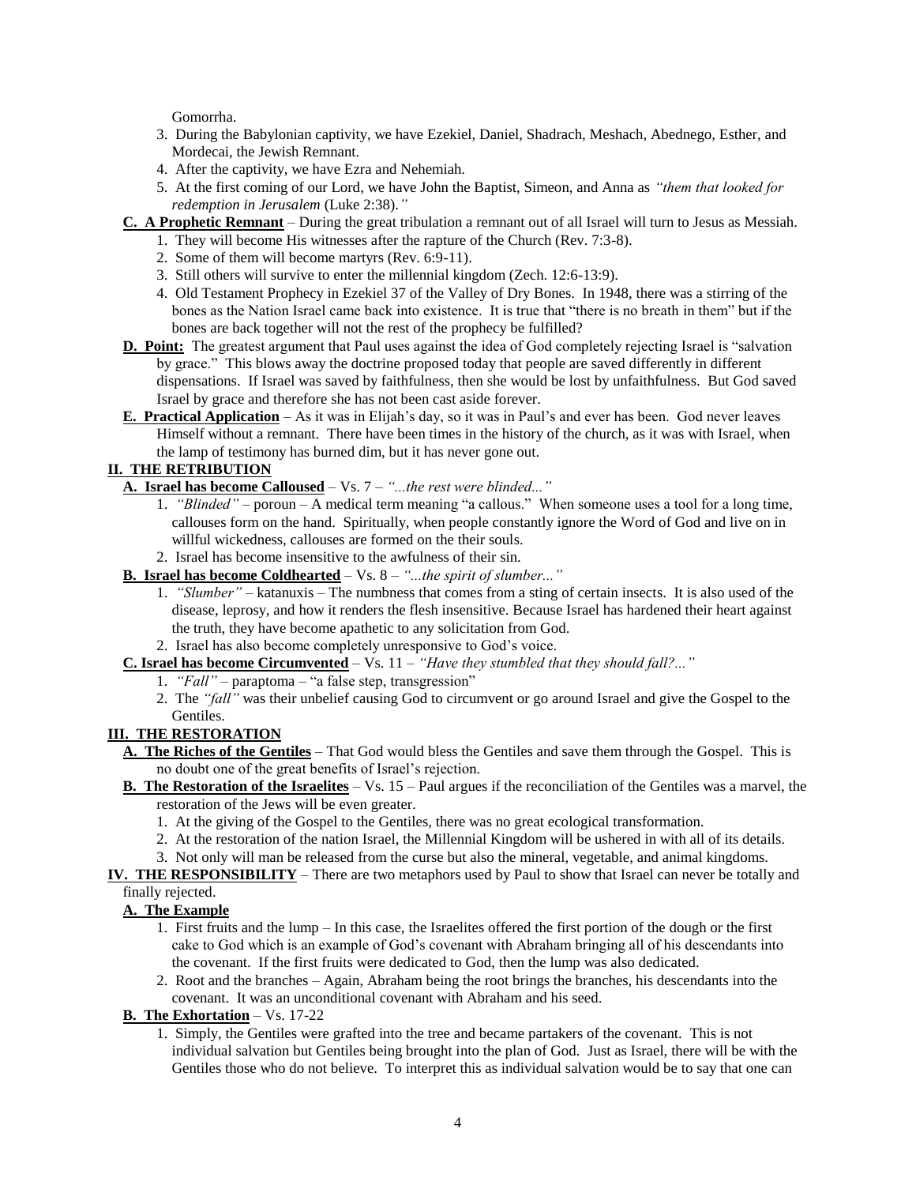Gomorrha.

3. During the Babylonian captivity, we have Ezekiel, Daniel, Shadrach, Meshach, Abednego, Esther, and Mordecai, the Jewish Remnant.
4. After the captivity, we have Ezra and Nehemiah.
5. At the first coming of our Lord, we have John the Baptist, Simeon, and Anna as *"them that looked for redemption in Jerusalem* (Luke 2:38).*"*

**C. A Prophetic Remnant** – During the great tribulation a remnant out of all Israel will turn to Jesus as Messiah.

1. They will become His witnesses after the rapture of the Church (Rev. 7:3-8).
2. Some of them will become martyrs (Rev. 6:9-11).
3. Still others will survive to enter the millennial kingdom (Zech. 12:6-13:9).
4. Old Testament Prophecy in Ezekiel 37 of the Valley of Dry Bones. In 1948, there was a stirring of the bones as the Nation Israel came back into existence. It is true that "there is no breath in them" but if the bones are back together will not the rest of the prophecy be fulfilled?

**D. Point:** The greatest argument that Paul uses against the idea of God completely rejecting Israel is "salvation by grace." This blows away the doctrine proposed today that people are saved differently in different dispensations. If Israel was saved by faithfulness, then she would be lost by unfaithfulness. But God saved Israel by grace and therefore she has not been cast aside forever.

**E. Practical Application** – As it was in Elijah's day, so it was in Paul's and ever has been. God never leaves Himself without a remnant. There have been times in the history of the church, as it was with Israel, when the lamp of testimony has burned dim, but it has never gone out.

## II. THE RETRIBUTION

**A. Israel has become Calloused** – Vs. 7 – *"...the rest were blinded..."*

1. *"Blinded"* – poroun – A medical term meaning "a callous." When someone uses a tool for a long time, callouses form on the hand. Spiritually, when people constantly ignore the Word of God and live on in willful wickedness, callouses are formed on the their souls.
2. Israel has become insensitive to the awfulness of their sin.

**B. Israel has become Coldhearted** – Vs. 8 – *"...the spirit of slumber..."*

1. *"Slumber"* – katanuxis – The numbness that comes from a sting of certain insects. It is also used of the disease, leprosy, and how it renders the flesh insensitive. Because Israel has hardened their heart against the truth, they have become apathetic to any solicitation from God.
2. Israel has also become completely unresponsive to God's voice.

**C. Israel has become Circumvented** – Vs. 11 – *"Have they stumbled that they should fall?..."*

1. *"Fall"* – paraptoma – "a false step, transgression"
2. The *"fall"* was their unbelief causing God to circumvent or go around Israel and give the Gospel to the Gentiles.

## III. THE RESTORATION

**A. The Riches of the Gentiles** – That God would bless the Gentiles and save them through the Gospel. This is no doubt one of the great benefits of Israel's rejection.

**B. The Restoration of the Israelites** – Vs. 15 – Paul argues if the reconciliation of the Gentiles was a marvel, the restoration of the Jews will be even greater.

1. At the giving of the Gospel to the Gentiles, there was no great ecological transformation.
2. At the restoration of the nation Israel, the Millennial Kingdom will be ushered in with all of its details.
3. Not only will man be released from the curse but also the mineral, vegetable, and animal kingdoms.

## IV. THE RESPONSIBILITY – There are two metaphors used by Paul to show that Israel can never be totally and finally rejected.

**A. The Example**

1. First fruits and the lump – In this case, the Israelites offered the first portion of the dough or the first cake to God which is an example of God's covenant with Abraham bringing all of his descendants into the covenant. If the first fruits were dedicated to God, then the lump was also dedicated.
2. Root and the branches – Again, Abraham being the root brings the branches, his descendants into the covenant. It was an unconditional covenant with Abraham and his seed.

**B. The Exhortation** – Vs. 17-22

1. Simply, the Gentiles were grafted into the tree and became partakers of the covenant. This is not individual salvation but Gentiles being brought into the plan of God. Just as Israel, there will be with the Gentiles those who do not believe. To interpret this as individual salvation would be to say that one can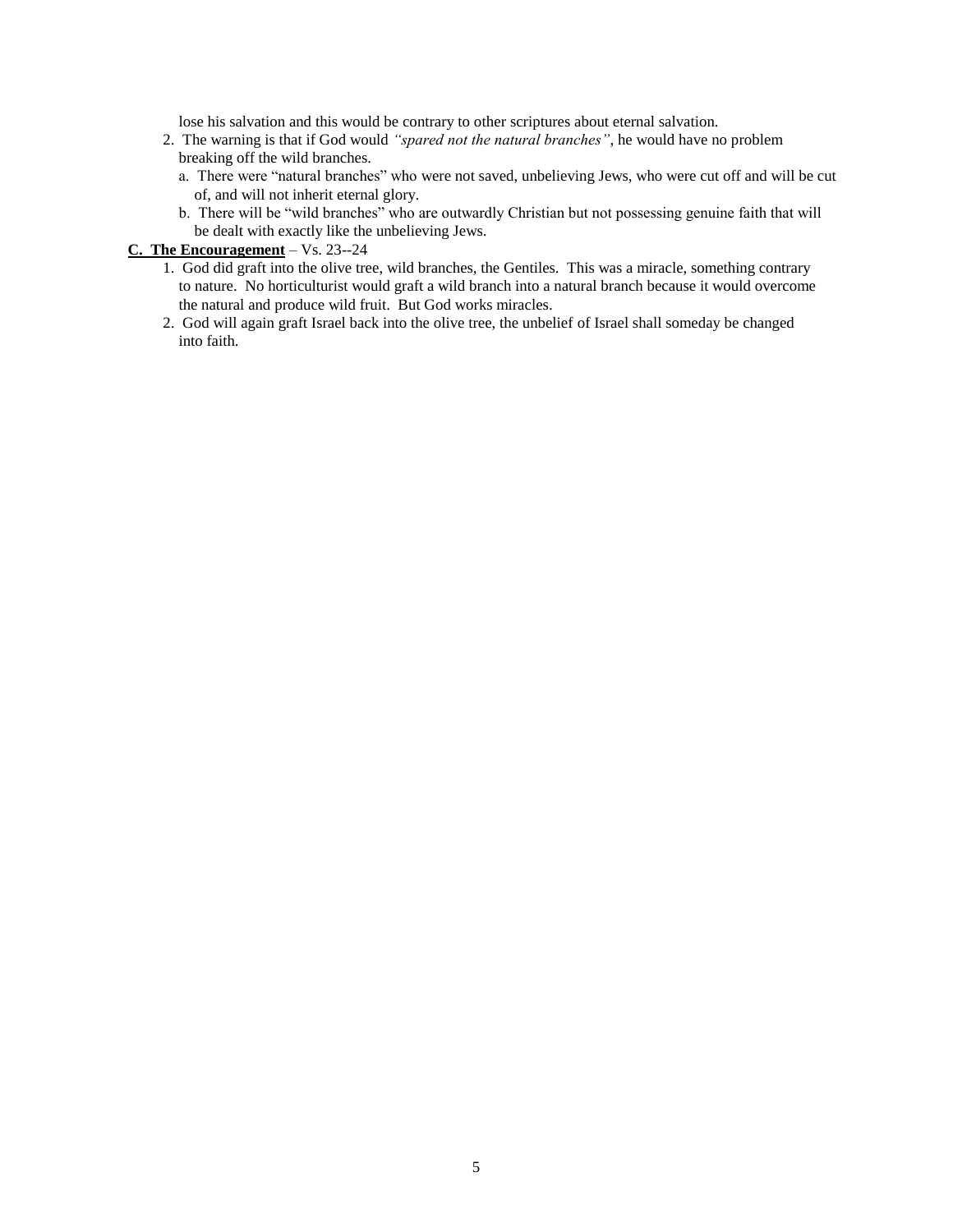lose his salvation and this would be contrary to other scriptures about eternal salvation.

2. The warning is that if God would *"spared not the natural branches",* he would have no problem breaking off the wild branches.
   a. There were "natural branches" who were not saved, unbelieving Jews, who were cut off and will be cut of, and will not inherit eternal glory.
   b. There will be "wild branches" who are outwardly Christian but not possessing genuine faith that will be dealt with exactly like the unbelieving Jews.

**C. The Encouragement** – Vs. 23--24

1. God did graft into the olive tree, wild branches, the Gentiles. This was a miracle, something contrary to nature. No horticulturist would graft a wild branch into a natural branch because it would overcome the natural and produce wild fruit. But God works miracles.
2. God will again graft Israel back into the olive tree, the unbelief of Israel shall someday be changed into faith.